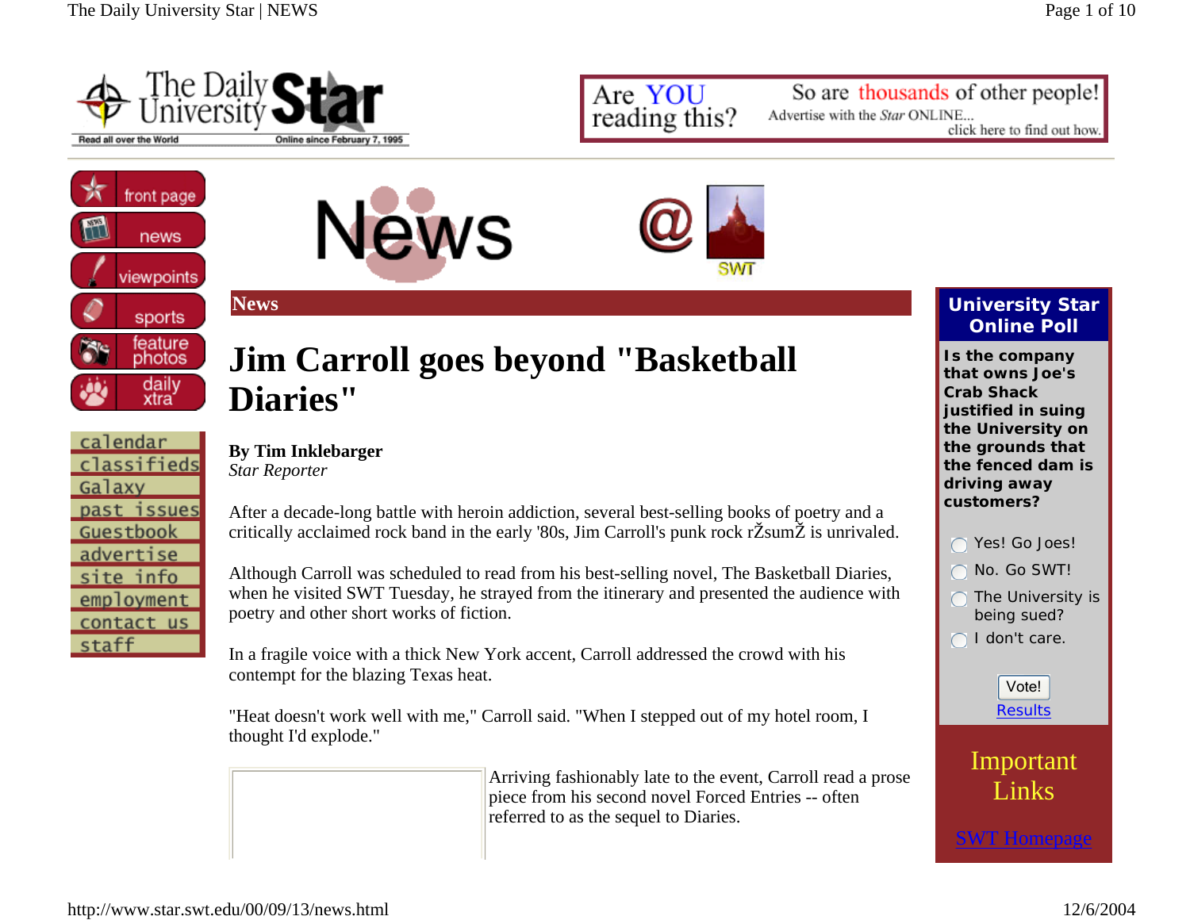The Daily University Star

Read all over the World — Online since February 7, 1995

Are YOU reading this? So are thousands of other people! Advertise with the *Star* ONLINE... click here to find out how.

- front page
- news
- viewpoints
- sports
- feature photos
- daily xtra

- calendar
- classifieds
- Galaxy
- past issues
- Guestbook
- advertise
- site info
- employment
- contact us
- staff

News @ SWT

## News

# Jim Carroll goes beyond "Basketball Diaries"

**By Tim Inklebarger**
*Star Reporter*

After a decade-long battle with heroin addiction, several best-selling books of poetry and a critically acclaimed rock band in the early '80s, Jim Carroll's punk rock rŽsumŽ is unrivaled.

Although Carroll was scheduled to read from his best-selling novel, The Basketball Diaries, when he visited SWT Tuesday, he strayed from the itinerary and presented the audience with poetry and other short works of fiction.

In a fragile voice with a thick New York accent, Carroll addressed the crowd with his contempt for the blazing Texas heat.

"Heat doesn't work well with me," Carroll said. "When I stepped out of my hotel room, I thought I'd explode."

Arriving fashionably late to the event, Carroll read a prose piece from his second novel Forced Entries -- often referred to as the sequel to Diaries.

**University Star Online Poll**

**Is the company that owns Joe's Crab Shack justified in suing the University on the grounds that the fenced dam is driving away customers?**

- Yes! Go Joes!
- No. Go SWT!
- The University is being sued?
- I don't care.

Vote!

Results

Important Links

SWT Homepage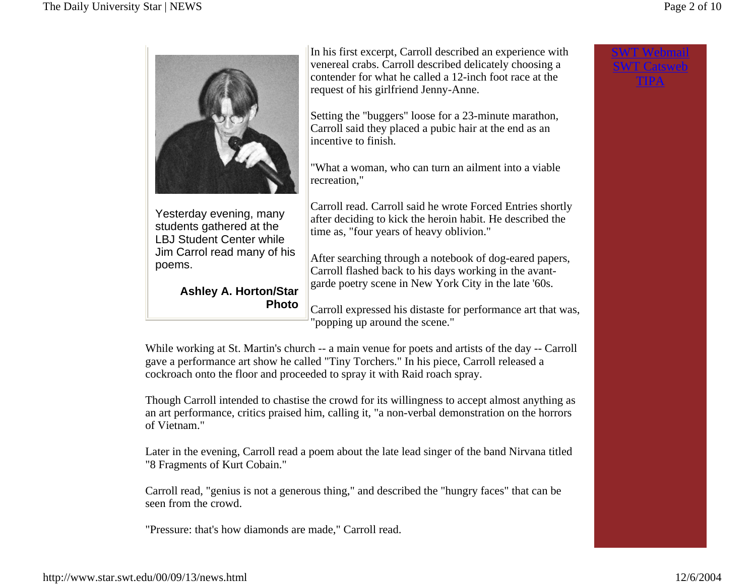Yesterday evening, many students gathered at the LBJ Student Center while Jim Carrol read many of his poems.

**Ashley A. Horton/Star Photo**

In his first excerpt, Carroll described an experience with venereal crabs. Carroll described delicately choosing a contender for what he called a 12-inch foot race at the request of his girlfriend Jenny-Anne.

Setting the "buggers" loose for a 23-minute marathon, Carroll said they placed a pubic hair at the end as an incentive to finish.

"What a woman, who can turn an ailment into a viable recreation,"

Carroll read. Carroll said he wrote Forced Entries shortly after deciding to kick the heroin habit. He described the time as, "four years of heavy oblivion."

After searching through a notebook of dog-eared papers, Carroll flashed back to his days working in the avant-garde poetry scene in New York City in the late '60s.

Carroll expressed his distaste for performance art that was, "popping up around the scene."

While working at St. Martin's church -- a main venue for poets and artists of the day -- Carroll gave a performance art show he called "Tiny Torchers." In his piece, Carroll released a cockroach onto the floor and proceeded to spray it with Raid roach spray.

Though Carroll intended to chastise the crowd for its willingness to accept almost anything as an art performance, critics praised him, calling it, "a non-verbal demonstration on the horrors of Vietnam."

Later in the evening, Carroll read a poem about the late lead singer of the band Nirvana titled "8 Fragments of Kurt Cobain."

Carroll read, "genius is not a generous thing," and described the "hungry faces" that can be seen from the crowd.

"Pressure: that's how diamonds are made," Carroll read.

SWT Webmail
SWT Catsweb
TIPA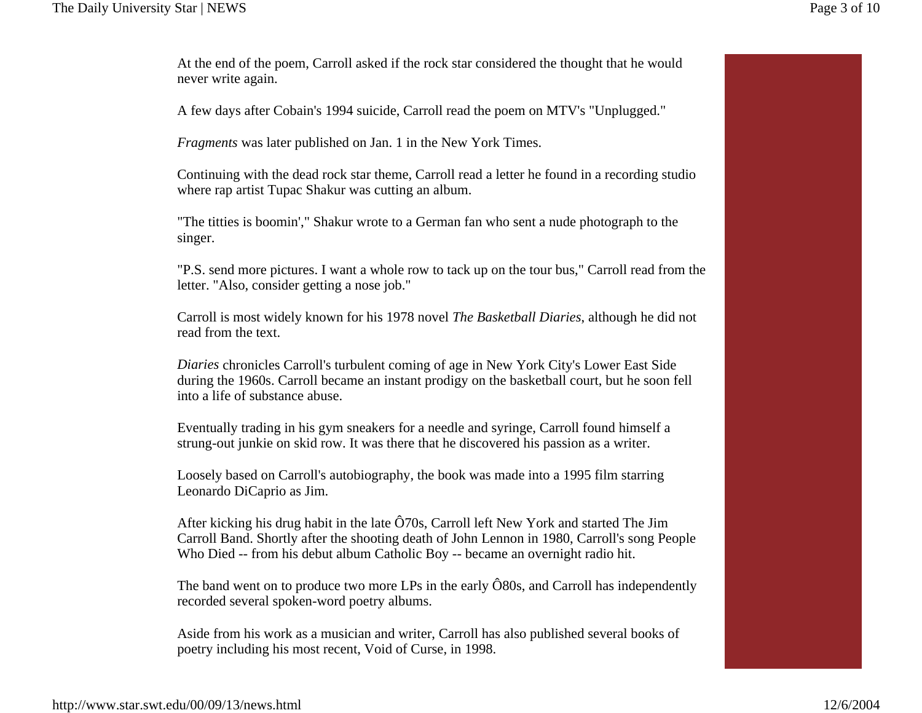At the end of the poem, Carroll asked if the rock star considered the thought that he would never write again.

A few days after Cobain's 1994 suicide, Carroll read the poem on MTV's "Unplugged."

*Fragments* was later published on Jan. 1 in the New York Times.

Continuing with the dead rock star theme, Carroll read a letter he found in a recording studio where rap artist Tupac Shakur was cutting an album.

"The titties is boomin'," Shakur wrote to a German fan who sent a nude photograph to the singer.

"P.S. send more pictures. I want a whole row to tack up on the tour bus," Carroll read from the letter. "Also, consider getting a nose job."

Carroll is most widely known for his 1978 novel *The Basketball Diaries*, although he did not read from the text.

*Diaries* chronicles Carroll's turbulent coming of age in New York City's Lower East Side during the 1960s. Carroll became an instant prodigy on the basketball court, but he soon fell into a life of substance abuse.

Eventually trading in his gym sneakers for a needle and syringe, Carroll found himself a strung-out junkie on skid row. It was there that he discovered his passion as a writer.

Loosely based on Carroll's autobiography, the book was made into a 1995 film starring Leonardo DiCaprio as Jim.

After kicking his drug habit in the late Ô70s, Carroll left New York and started The Jim Carroll Band. Shortly after the shooting death of John Lennon in 1980, Carroll's song People Who Died -- from his debut album Catholic Boy -- became an overnight radio hit.

The band went on to produce two more LPs in the early Ô80s, and Carroll has independently recorded several spoken-word poetry albums.

Aside from his work as a musician and writer, Carroll has also published several books of poetry including his most recent, Void of Curse, in 1998.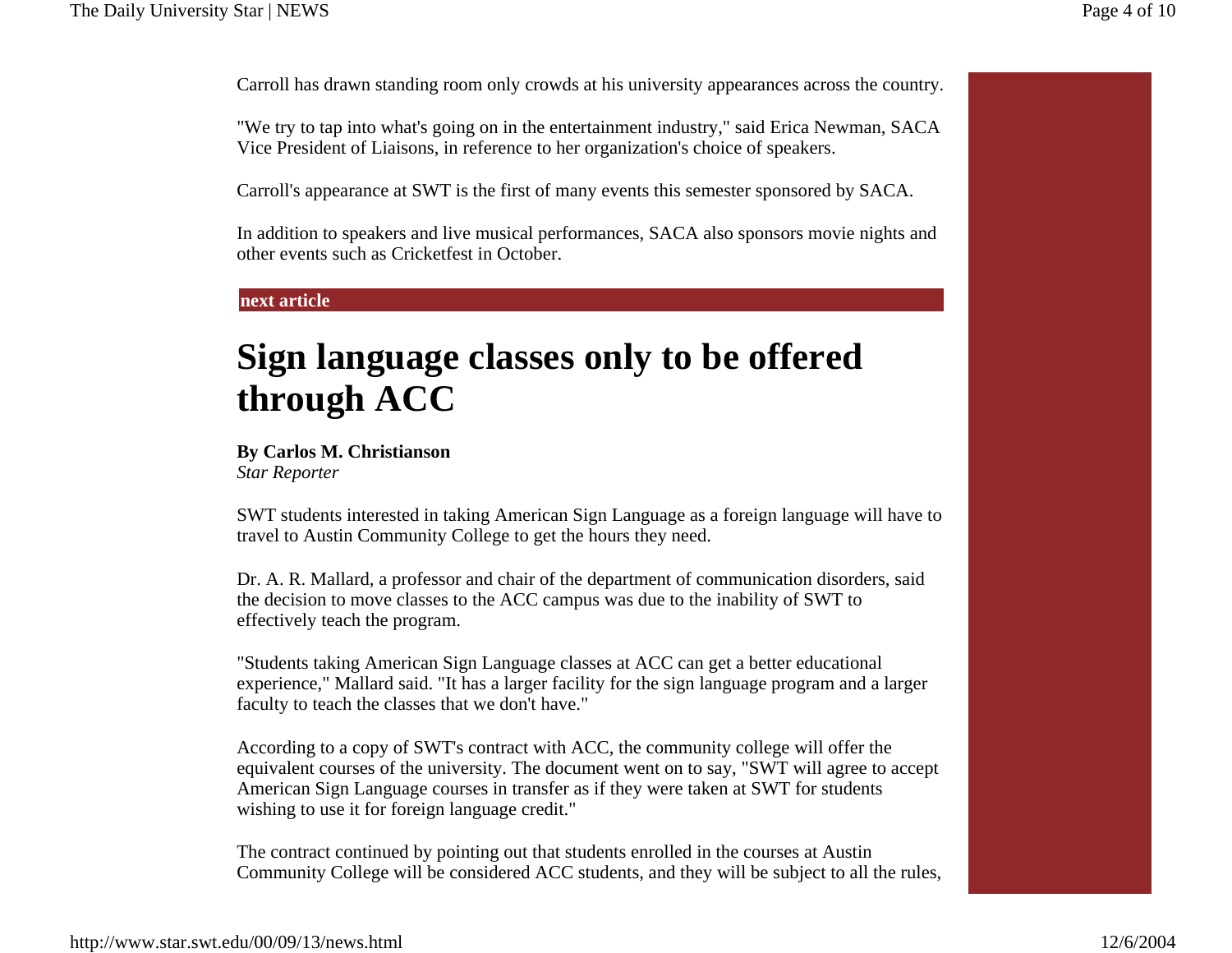Carroll has drawn standing room only crowds at his university appearances across the country.

"We try to tap into what's going on in the entertainment industry," said Erica Newman, SACA Vice President of Liaisons, in reference to her organization's choice of speakers.

Carroll's appearance at SWT is the first of many events this semester sponsored by SACA.

In addition to speakers and live musical performances, SACA also sponsors movie nights and other events such as Cricketfest in October.

**next article**

# Sign language classes only to be offered through ACC

**By Carlos M. Christianson**
*Star Reporter*

SWT students interested in taking American Sign Language as a foreign language will have to travel to Austin Community College to get the hours they need.

Dr. A. R. Mallard, a professor and chair of the department of communication disorders, said the decision to move classes to the ACC campus was due to the inability of SWT to effectively teach the program.

"Students taking American Sign Language classes at ACC can get a better educational experience," Mallard said. "It has a larger facility for the sign language program and a larger faculty to teach the classes that we don't have."

According to a copy of SWT's contract with ACC, the community college will offer the equivalent courses of the university. The document went on to say, "SWT will agree to accept American Sign Language courses in transfer as if they were taken at SWT for students wishing to use it for foreign language credit."

The contract continued by pointing out that students enrolled in the courses at Austin Community College will be considered ACC students, and they will be subject to all the rules,